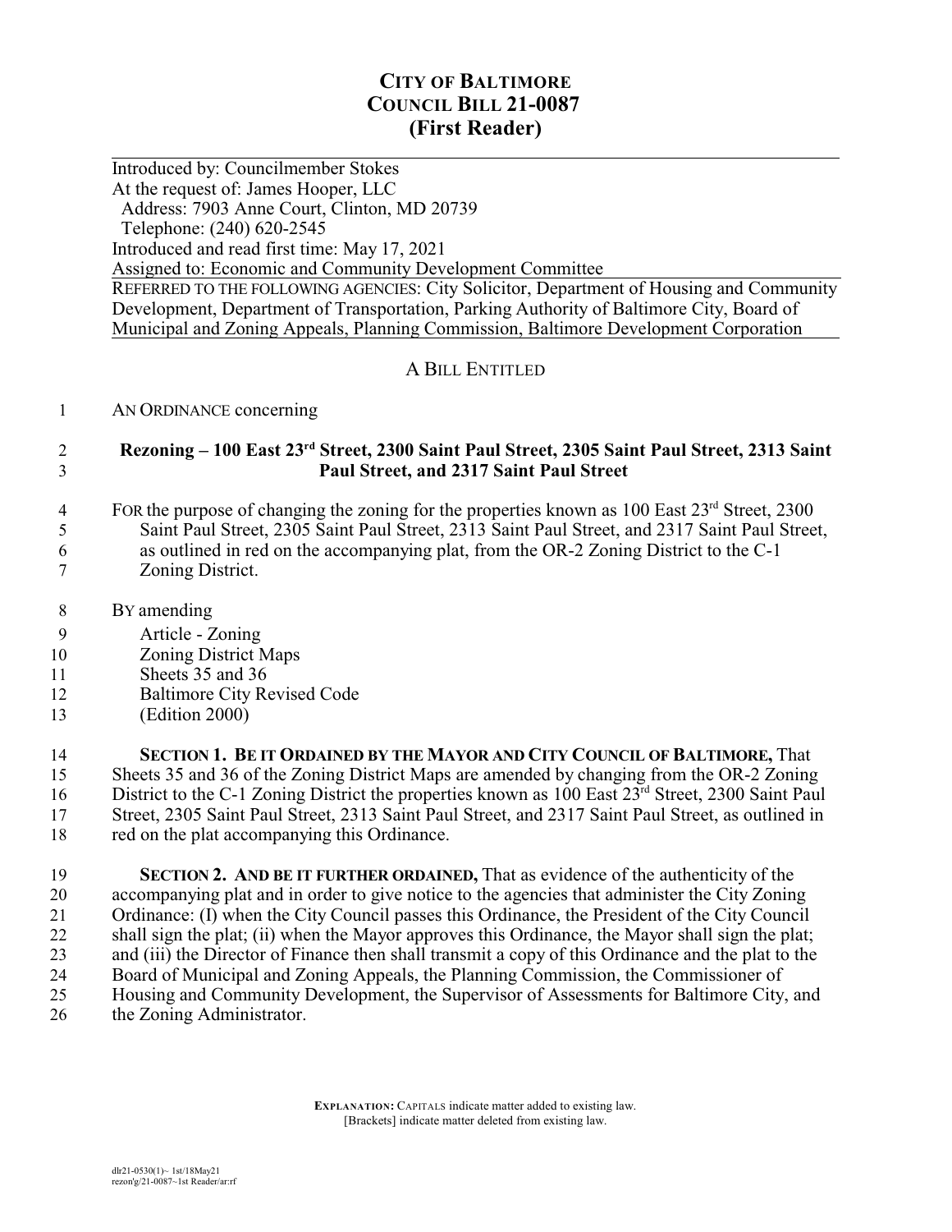# CITY OF BALTIMORE
# COUNCIL BILL 21-0087
# (First Reader)

Introduced by: Councilmember Stokes
At the request of: James Hooper, LLC
Address: 7903 Anne Court, Clinton, MD 20739
Telephone: (240) 620-2545
Introduced and read first time: May 17, 2021
Assigned to: Economic and Community Development Committee

REFERRED TO THE FOLLOWING AGENCIES: City Solicitor, Department of Housing and Community Development, Department of Transportation, Parking Authority of Baltimore City, Board of Municipal and Zoning Appeals, Planning Commission, Baltimore Development Corporation

## A BILL ENTITLED

1 AN ORDINANCE concerning

2 **Rezoning – 100 East 23rd Street, 2300 Saint Paul Street, 2305 Saint Paul Street, 2313 Saint**
3 **Paul Street, and 2317 Saint Paul Street**

4 FOR the purpose of changing the zoning for the properties known as 100 East 23rd Street, 2300
5 Saint Paul Street, 2305 Saint Paul Street, 2313 Saint Paul Street, and 2317 Saint Paul Street,
6 as outlined in red on the accompanying plat, from the OR-2 Zoning District to the C-1
7 Zoning District.

8 BY amending
9 Article - Zoning
10 Zoning District Maps
11 Sheets 35 and 36
12 Baltimore City Revised Code
13 (Edition 2000)

14 **SECTION 1. BE IT ORDAINED BY THE MAYOR AND CITY COUNCIL OF BALTIMORE,** That
15 Sheets 35 and 36 of the Zoning District Maps are amended by changing from the OR-2 Zoning
16 District to the C-1 Zoning District the properties known as 100 East 23rd Street, 2300 Saint Paul
17 Street, 2305 Saint Paul Street, 2313 Saint Paul Street, and 2317 Saint Paul Street, as outlined in
18 red on the plat accompanying this Ordinance.

19 **SECTION 2. AND BE IT FURTHER ORDAINED,** That as evidence of the authenticity of the
20 accompanying plat and in order to give notice to the agencies that administer the City Zoning
21 Ordinance: (I) when the City Council passes this Ordinance, the President of the City Council
22 shall sign the plat; (ii) when the Mayor approves this Ordinance, the Mayor shall sign the plat;
23 and (iii) the Director of Finance then shall transmit a copy of this Ordinance and the plat to the
24 Board of Municipal and Zoning Appeals, the Planning Commission, the Commissioner of
25 Housing and Community Development, the Supervisor of Assessments for Baltimore City, and
26 the Zoning Administrator.

**EXPLANATION:** CAPITALS indicate matter added to existing law.
[Brackets] indicate matter deleted from existing law.

dlr21-0530(1)~ 1st/18May21
rezon'g/21-0087~1st Reader/ar:rf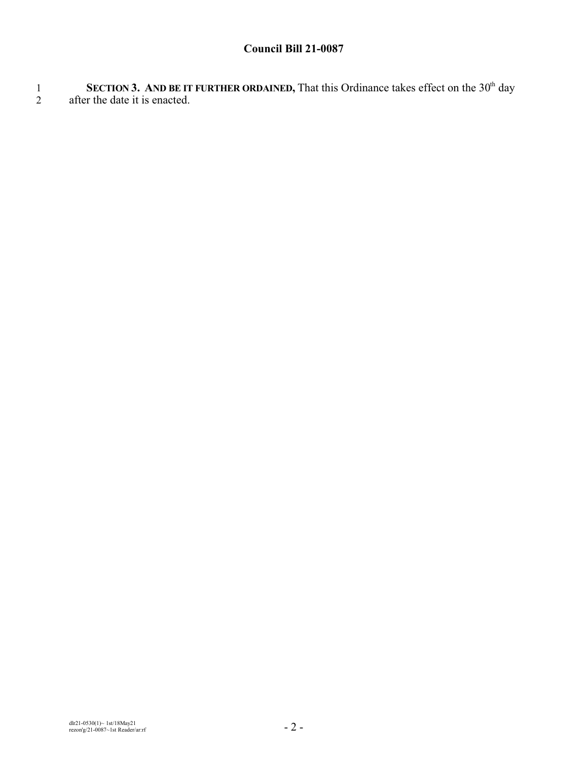**Council Bill 21-0087**

**SECTION 3. AND BE IT FURTHER ORDAINED,** That this Ordinance takes effect on the $30^{th}$ day after the date it is enacted.

dlr21-0530(1)~ 1st/18May21
rezon'g/21-0087~1st Reader/ar:rf